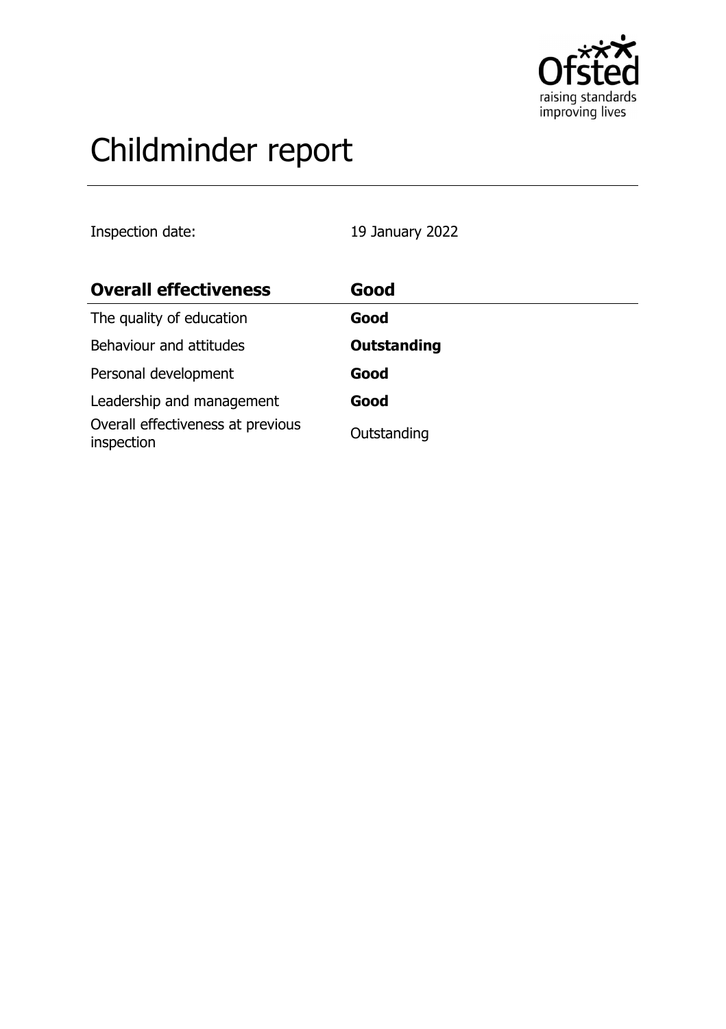# Childminder report

Inspection date: 19 January 2022

| Overall effectiveness | Good |
| --- | --- |
| The quality of education | **Good** |
| Behaviour and attitudes | **Outstanding** |
| Personal development | **Good** |
| Leadership and management | **Good** |
| Overall effectiveness at previous inspection | Outstanding |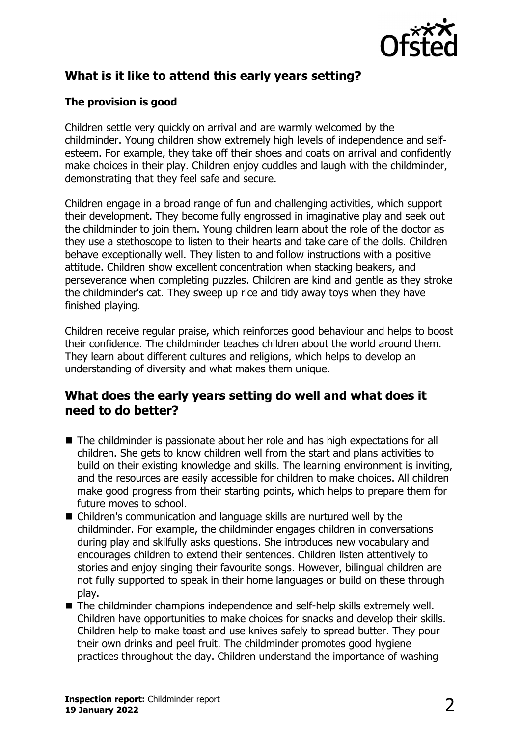## What is it like to attend this early years setting?

### The provision is good

Children settle very quickly on arrival and are warmly welcomed by the childminder. Young children show extremely high levels of independence and self-esteem. For example, they take off their shoes and coats on arrival and confidently make choices in their play. Children enjoy cuddles and laugh with the childminder, demonstrating that they feel safe and secure.

Children engage in a broad range of fun and challenging activities, which support their development. They become fully engrossed in imaginative play and seek out the childminder to join them. Young children learn about the role of the doctor as they use a stethoscope to listen to their hearts and take care of the dolls. Children behave exceptionally well. They listen to and follow instructions with a positive attitude. Children show excellent concentration when stacking beakers, and perseverance when completing puzzles. Children are kind and gentle as they stroke the childminder's cat. They sweep up rice and tidy away toys when they have finished playing.

Children receive regular praise, which reinforces good behaviour and helps to boost their confidence. The childminder teaches children about the world around them. They learn about different cultures and religions, which helps to develop an understanding of diversity and what makes them unique.

## What does the early years setting do well and what does it need to do better?

- The childminder is passionate about her role and has high expectations for all children. She gets to know children well from the start and plans activities to build on their existing knowledge and skills. The learning environment is inviting, and the resources are easily accessible for children to make choices. All children make good progress from their starting points, which helps to prepare them for future moves to school.
- Children's communication and language skills are nurtured well by the childminder. For example, the childminder engages children in conversations during play and skilfully asks questions. She introduces new vocabulary and encourages children to extend their sentences. Children listen attentively to stories and enjoy singing their favourite songs. However, bilingual children are not fully supported to speak in their home languages or build on these through play.
- The childminder champions independence and self-help skills extremely well. Children have opportunities to make choices for snacks and develop their skills. Children help to make toast and use knives safely to spread butter. They pour their own drinks and peel fruit. The childminder promotes good hygiene practices throughout the day. Children understand the importance of washing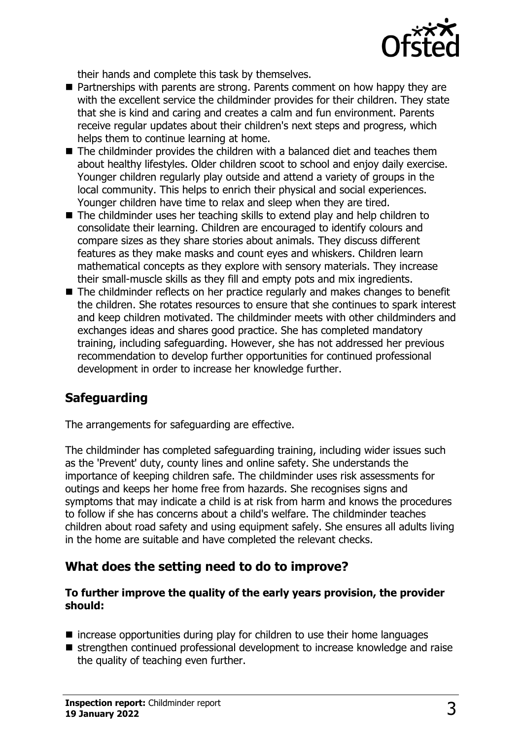their hands and complete this task by themselves.

- Partnerships with parents are strong. Parents comment on how happy they are with the excellent service the childminder provides for their children. They state that she is kind and caring and creates a calm and fun environment. Parents receive regular updates about their children's next steps and progress, which helps them to continue learning at home.
- The childminder provides the children with a balanced diet and teaches them about healthy lifestyles. Older children scoot to school and enjoy daily exercise. Younger children regularly play outside and attend a variety of groups in the local community. This helps to enrich their physical and social experiences. Younger children have time to relax and sleep when they are tired.
- The childminder uses her teaching skills to extend play and help children to consolidate their learning. Children are encouraged to identify colours and compare sizes as they share stories about animals. They discuss different features as they make masks and count eyes and whiskers. Children learn mathematical concepts as they explore with sensory materials. They increase their small-muscle skills as they fill and empty pots and mix ingredients.
- The childminder reflects on her practice regularly and makes changes to benefit the children. She rotates resources to ensure that she continues to spark interest and keep children motivated. The childminder meets with other childminders and exchanges ideas and shares good practice. She has completed mandatory training, including safeguarding. However, she has not addressed her previous recommendation to develop further opportunities for continued professional development in order to increase her knowledge further.

## Safeguarding

The arrangements for safeguarding are effective.

The childminder has completed safeguarding training, including wider issues such as the 'Prevent' duty, county lines and online safety. She understands the importance of keeping children safe. The childminder uses risk assessments for outings and keeps her home free from hazards. She recognises signs and symptoms that may indicate a child is at risk from harm and knows the procedures to follow if she has concerns about a child's welfare. The childminder teaches children about road safety and using equipment safely. She ensures all adults living in the home are suitable and have completed the relevant checks.

## What does the setting need to do to improve?

**To further improve the quality of the early years provision, the provider should:**

- increase opportunities during play for children to use their home languages
- strengthen continued professional development to increase knowledge and raise the quality of teaching even further.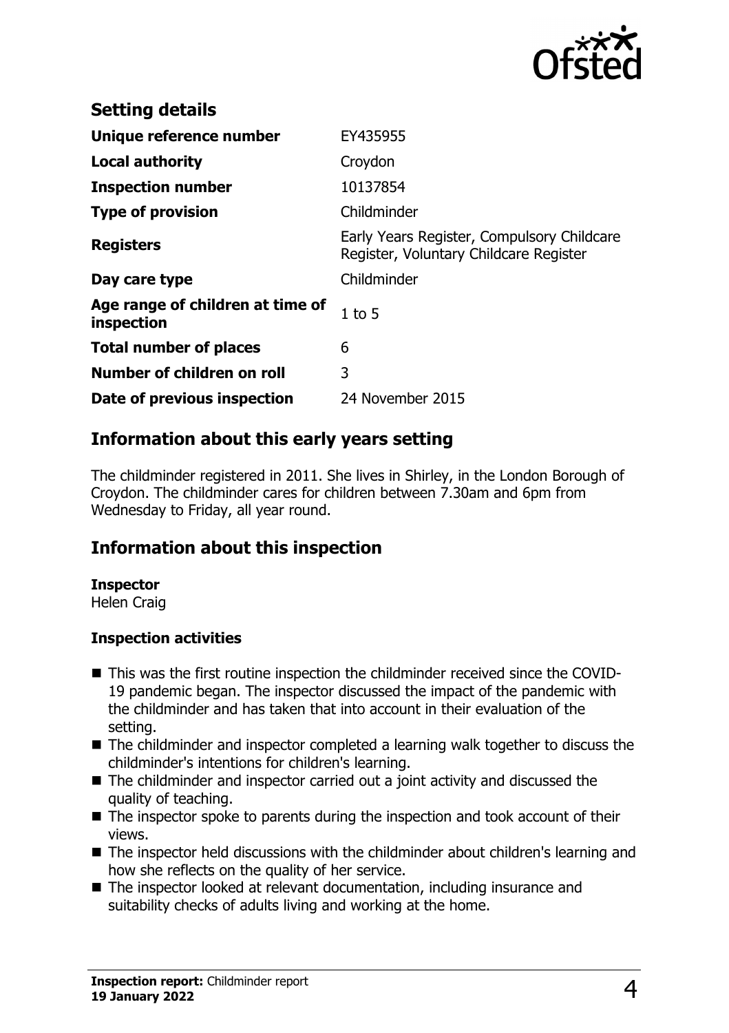## Setting details

| | |
|---|---|
| **Unique reference number** | EY435955 |
| **Local authority** | Croydon |
| **Inspection number** | 10137854 |
| **Type of provision** | Childminder |
| **Registers** | Early Years Register, Compulsory Childcare Register, Voluntary Childcare Register |
| **Day care type** | Childminder |
| **Age range of children at time of inspection** | 1 to 5 |
| **Total number of places** | 6 |
| **Number of children on roll** | 3 |
| **Date of previous inspection** | 24 November 2015 |

## Information about this early years setting

The childminder registered in 2011. She lives in Shirley, in the London Borough of Croydon. The childminder cares for children between 7.30am and 6pm from Wednesday to Friday, all year round.

## Information about this inspection

**Inspector**
Helen Craig

**Inspection activities**

- This was the first routine inspection the childminder received since the COVID-19 pandemic began. The inspector discussed the impact of the pandemic with the childminder and has taken that into account in their evaluation of the setting.
- The childminder and inspector completed a learning walk together to discuss the childminder's intentions for children's learning.
- The childminder and inspector carried out a joint activity and discussed the quality of teaching.
- The inspector spoke to parents during the inspection and took account of their views.
- The inspector held discussions with the childminder about children's learning and how she reflects on the quality of her service.
- The inspector looked at relevant documentation, including insurance and suitability checks of adults living and working at the home.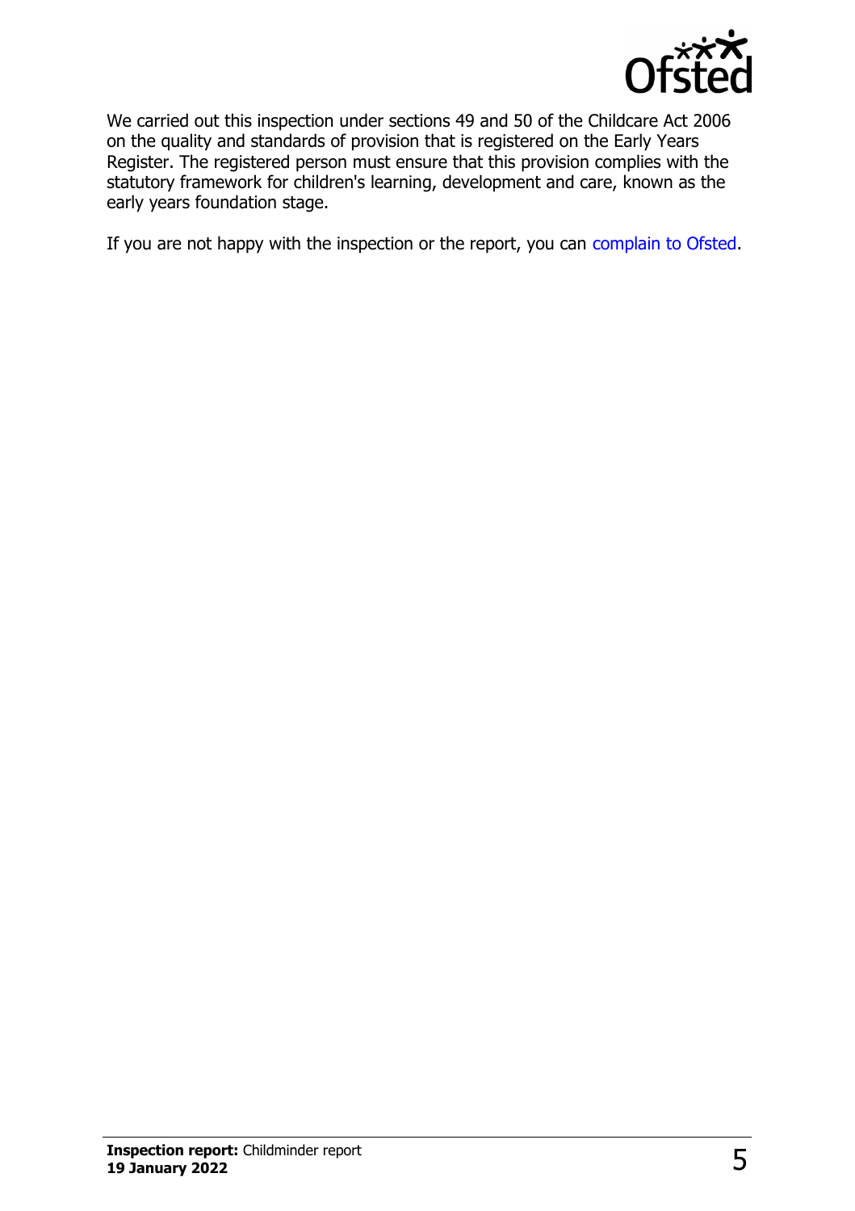We carried out this inspection under sections 49 and 50 of the Childcare Act 2006 on the quality and standards of provision that is registered on the Early Years Register. The registered person must ensure that this provision complies with the statutory framework for children's learning, development and care, known as the early years foundation stage.

If you are not happy with the inspection or the report, you can complain to Ofsted.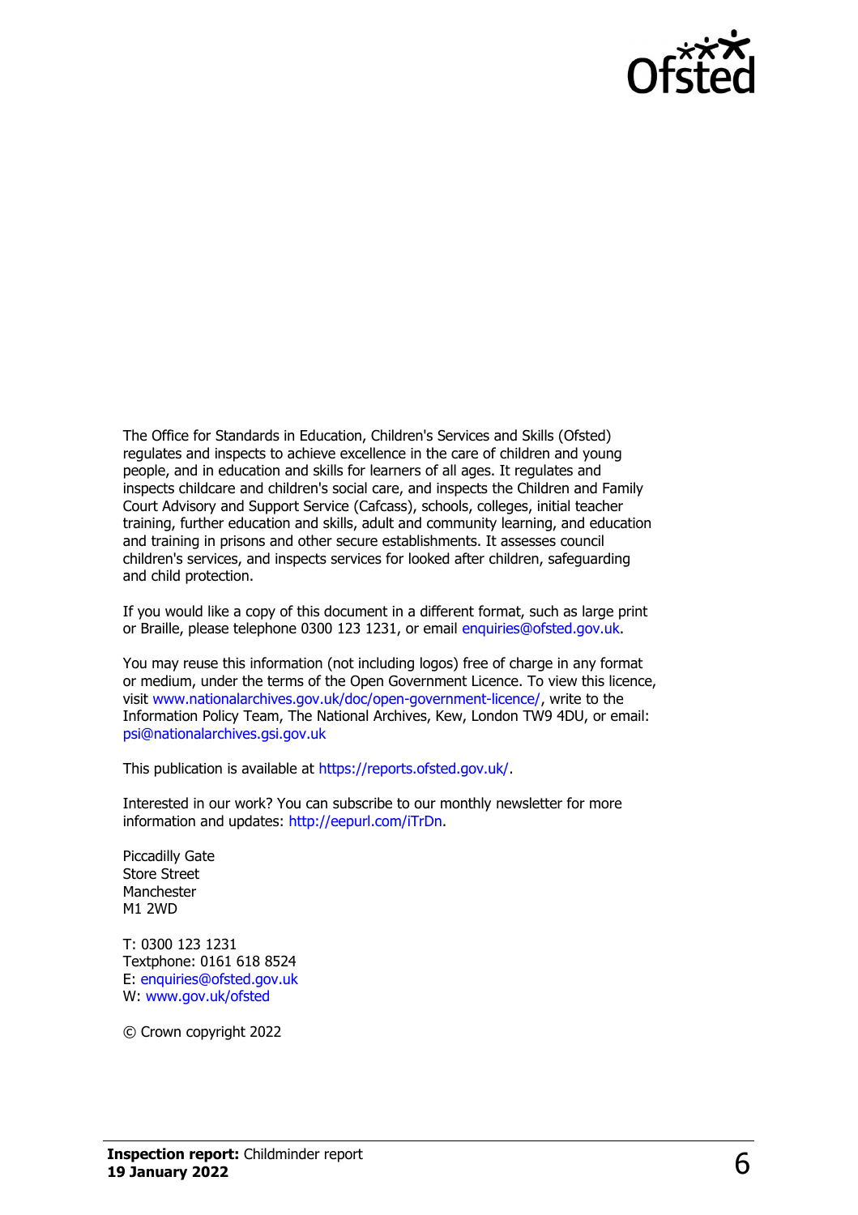The Office for Standards in Education, Children's Services and Skills (Ofsted) regulates and inspects to achieve excellence in the care of children and young people, and in education and skills for learners of all ages. It regulates and inspects childcare and children's social care, and inspects the Children and Family Court Advisory and Support Service (Cafcass), schools, colleges, initial teacher training, further education and skills, adult and community learning, and education and training in prisons and other secure establishments. It assesses council children's services, and inspects services for looked after children, safeguarding and child protection.

If you would like a copy of this document in a different format, such as large print or Braille, please telephone 0300 123 1231, or email enquiries@ofsted.gov.uk.

You may reuse this information (not including logos) free of charge in any format or medium, under the terms of the Open Government Licence. To view this licence, visit www.nationalarchives.gov.uk/doc/open-government-licence/, write to the Information Policy Team, The National Archives, Kew, London TW9 4DU, or email: psi@nationalarchives.gsi.gov.uk

This publication is available at https://reports.ofsted.gov.uk/.

Interested in our work? You can subscribe to our monthly newsletter for more information and updates: http://eepurl.com/iTrDn.

Piccadilly Gate
Store Street
Manchester
M1 2WD

T: 0300 123 1231
Textphone: 0161 618 8524
E: enquiries@ofsted.gov.uk
W: www.gov.uk/ofsted

© Crown copyright 2022